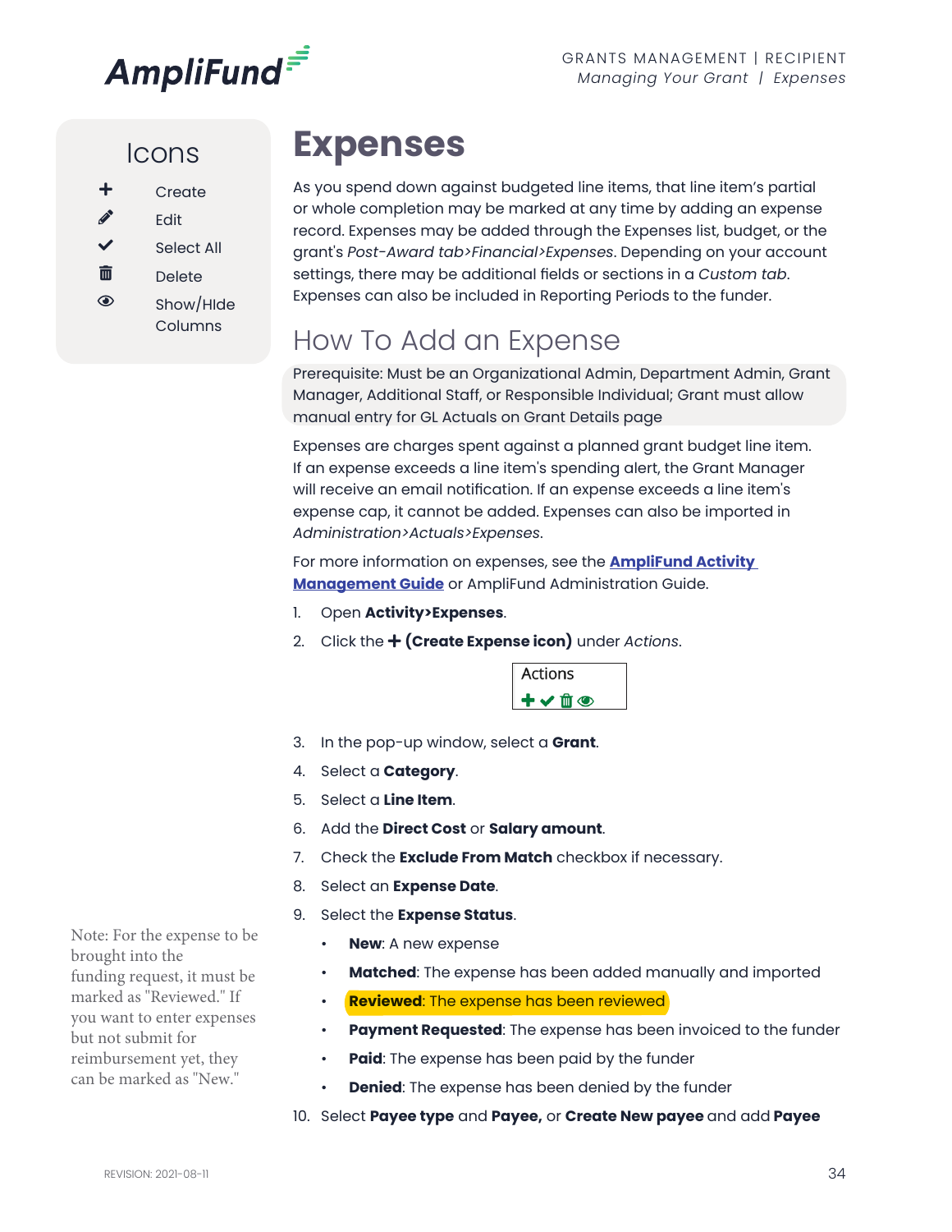## Icons

- **+** Create
- Edit
- Select All
- Delete
- Show/HIde Columns

# Expenses

As you spend down against budgeted line items, that line item's partial or whole completion may be marked at any time by adding an expense record. Expenses may be added through the Expenses list, budget, or the grant's *Post-Award tab>Financial>Expenses*. Depending on your account settings, there may be additional fields or sections in a *Custom tab*. Expenses can also be included in Reporting Periods to the funder.

## How To Add an Expense

Prerequisite: Must be an Organizational Admin, Department Admin, Grant Manager, Additional Staff, or Responsible Individual; Grant must allow manual entry for GL Actuals on Grant Details page

Expenses are charges spent against a planned grant budget line item. If an expense exceeds a line item's spending alert, the Grant Manager will receive an email notification. If an expense exceeds a line item's expense cap, it cannot be added. Expenses can also be imported in *Administration>Actuals>Expenses*.

For more information on expenses, see the **AmpliFund Activity Management Guide** or AmpliFund Administration Guide.

1. Open **Activity>Expenses**.
2. Click the **+ (Create Expense icon)** under *Actions*.

   Actions

3. In the pop-up window, select a **Grant**.
4. Select a **Category**.
5. Select a **Line Item**.
6. Add the **Direct Cost** or **Salary amount**.
7. Check the **Exclude From Match** checkbox if necessary.
8. Select an **Expense Date**.
9. Select the **Expense Status**.
   - **New**: A new expense
   - **Matched**: The expense has been added manually and imported
   - **Reviewed**: The expense has been reviewed
   - **Payment Requested**: The expense has been invoiced to the funder
   - **Paid**: The expense has been paid by the funder
   - **Denied**: The expense has been denied by the funder
10. Select **Payee type** and **Payee,** or **Create New payee** and add **Payee**

Note: For the expense to be brought into the funding request, it must be marked as "Reviewed." If you want to enter expenses but not submit for reimbursement yet, they can be marked as "New."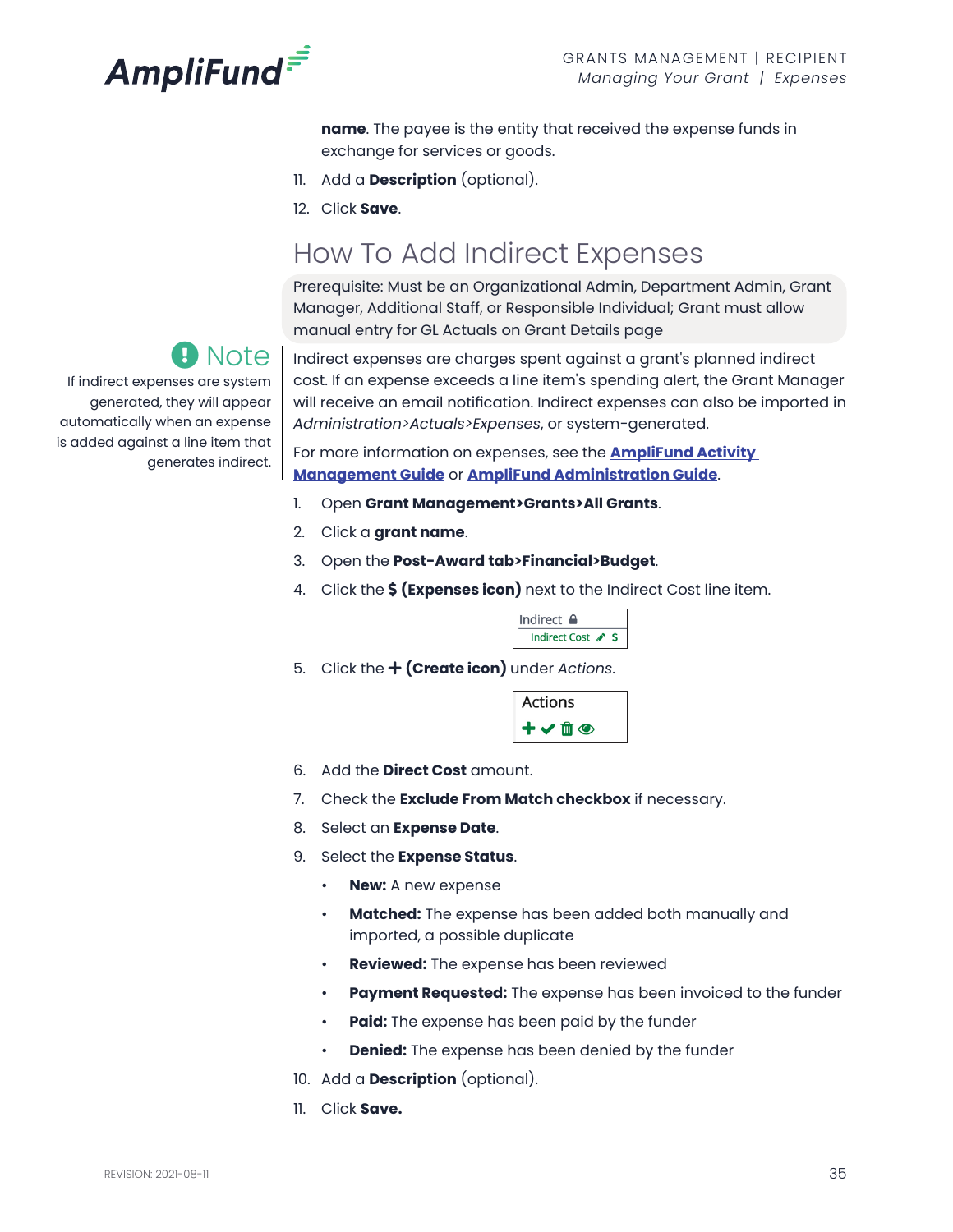**name**. The payee is the entity that received the expense funds in exchange for services or goods.

11. Add a **Description** (optional).
12. Click **Save**.

## How To Add Indirect Expenses

Prerequisite: Must be an Organizational Admin, Department Admin, Grant Manager, Additional Staff, or Responsible Individual; Grant must allow manual entry for GL Actuals on Grant Details page

**Note**

If indirect expenses are system generated, they will appear automatically when an expense is added against a line item that generates indirect.

Indirect expenses are charges spent against a grant's planned indirect cost. If an expense exceeds a line item's spending alert, the Grant Manager will receive an email notification. Indirect expenses can also be imported in *Administration>Actuals>Expenses*, or system-generated.

For more information on expenses, see the **AmpliFund Activity Management Guide** or **AmpliFund Administration Guide**.

1. Open **Grant Management>Grants>All Grants**.
2. Click a **grant name**.
3. Open the **Post-Award tab>Financial>Budget**.
4. Click the **$ (Expenses icon)** next to the Indirect Cost line item.

   Indirect
   Indirect Cost $

5. Click the **+ (Create icon)** under *Actions*.

   Actions

6. Add the **Direct Cost** amount.
7. Check the **Exclude From Match checkbox** if necessary.
8. Select an **Expense Date**.
9. Select the **Expense Status**.
   - **New:** A new expense
   - **Matched:** The expense has been added both manually and imported, a possible duplicate
   - **Reviewed:** The expense has been reviewed
   - **Payment Requested:** The expense has been invoiced to the funder
   - **Paid:** The expense has been paid by the funder
   - **Denied:** The expense has been denied by the funder
10. Add a **Description** (optional).
11. Click **Save.**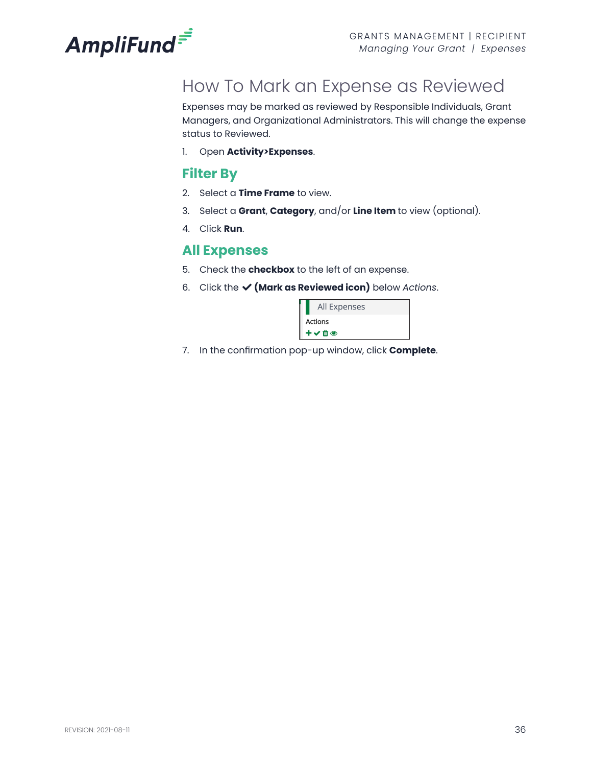# How To Mark an Expense as Reviewed

Expenses may be marked as reviewed by Responsible Individuals, Grant Managers, and Organizational Administrators. This will change the expense status to Reviewed.

1. Open **Activity>Expenses**.

## Filter By

2. Select a **Time Frame** to view.
3. Select a **Grant**, **Category**, and/or **Line Item** to view (optional).
4. Click **Run**.

## All Expenses

5. Check the **checkbox** to the left of an expense.
6. Click the ✔ **(Mark as Reviewed icon)** below *Actions*.

All Expenses

Actions

7. In the confirmation pop-up window, click **Complete**.